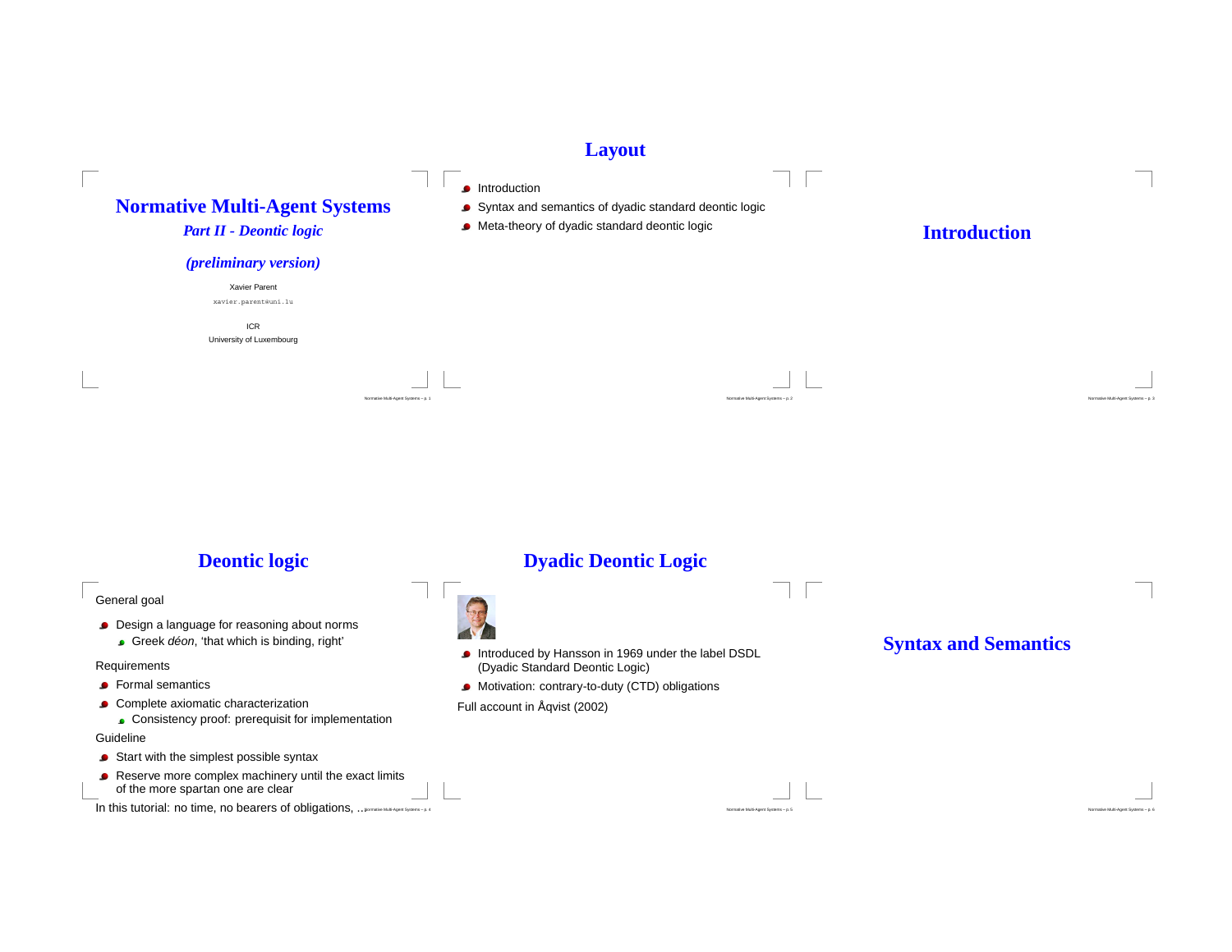# Normative Multi-Agent Systems

## *Part II - Deontic logic*

### *(preliminary version)*

Xavier Parent

`xavier.parent@uni.lu`

ICR

University of Luxembourg

## Layout

- Introduction
- Syntax and semantics of dyadic standard deontic logic
- Meta-theory of dyadic standard deontic logic

## Introduction

## Deontic logic

General goal

- Design a language for reasoning about norms
  - Greek *déon*, 'that which is binding, right'

Requirements

- Formal semantics
- Complete axiomatic characterization
  - Consistency proof: prerequisit for implementation

Guideline

- Start with the simplest possible syntax
- Reserve more complex machinery until the exact limits of the more spartan one are clear

In this tutorial: no time, no bearers of obligations, ...

## Dyadic Deontic Logic

- Introduced by Hansson in 1969 under the label DSDL (Dyadic Standard Deontic Logic)
- Motivation: contrary-to-duty (CTD) obligations

Full account in Åqvist (2002)

## Syntax and Semantics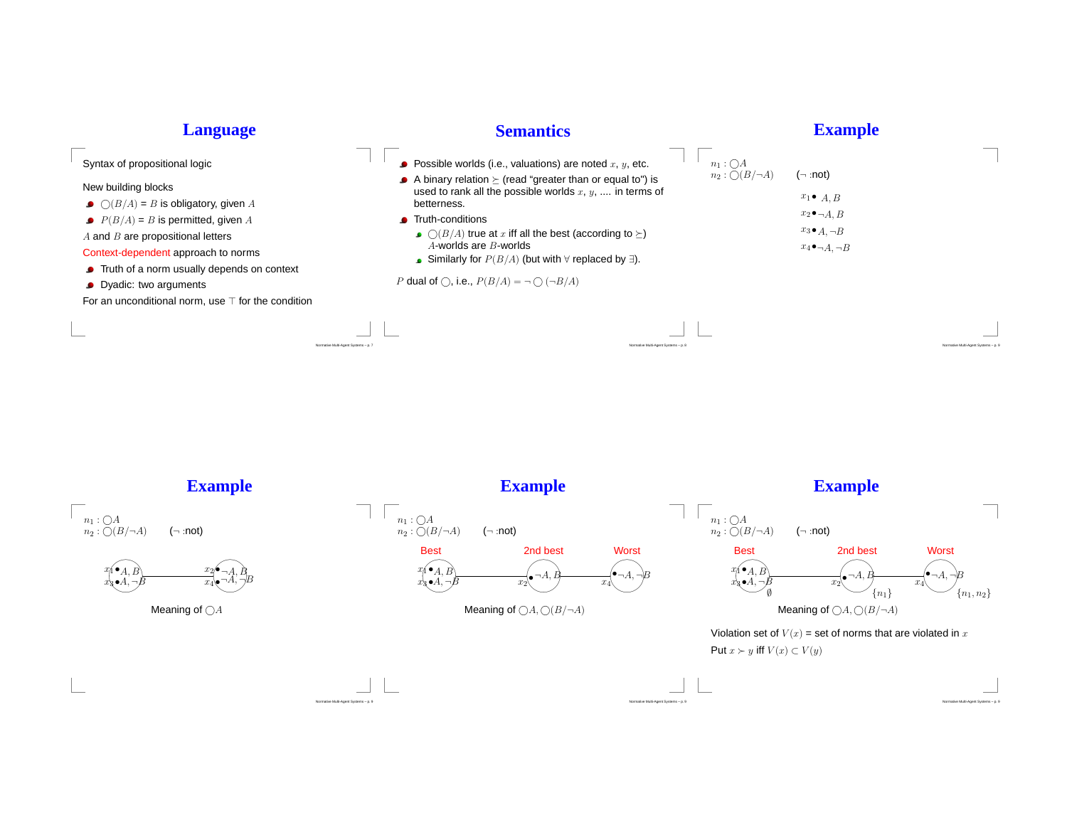## Language

Syntax of propositional logic

New building blocks

- $\bigcirc(B/A)$ = $B$ is obligatory, given $A$
- $P(B/A)$ = $B$ is permitted, given $A$

$A$ and $B$ are propositional letters

Context-dependent approach to norms

- Truth of a norm usually depends on context
- Dyadic: two arguments

For an unconditional norm, use $\top$ for the condition

## Semantics

- Possible worlds (i.e., valuations) are noted $x$, $y$, etc.
- A binary relation $\succeq$ (read "greater than or equal to") is used to rank all the possible worlds $x$, $y$, .... in terms of betterness.
- Truth-conditions
  - $\bigcirc(B/A)$ true at $x$ iff all the best (according to $\succeq$) $A$-worlds are $B$-worlds
  - Similarly for $P(B/A)$ (but with $\forall$ replaced by $\exists$).

$P$ dual of $\bigcirc$, i.e., $P(B/A) = \neg \bigcirc (\neg B/A)$

## Example

$n_1 : \bigcirc A$
$n_2 : \bigcirc(B/\neg A)$ ($\neg$ :not)

$x_1$ • $A, B$
$x_2$ • $\neg A, B$
$x_3$ • $A, \neg B$
$x_4$ • $\neg A, \neg B$

## Example

$n_1 : \bigcirc A$
$n_2 : \bigcirc(B/\neg A)$ ($\neg$ :not)

$x_1$ • $A, B$ / $x_3$ • $A, \neg B$ — $x_2$ • $\neg A, B$ / $x_4$ • $\neg A, \neg B$

Meaning of $\bigcirc A$

## Example

$n_1 : \bigcirc A$
$n_2 : \bigcirc(B/\neg A)$ ($\neg$ :not)

Best: $x_1$ • $A, B$ / $x_3$ • $A, \neg B$ — 2nd best: $x_2$ • $\neg A, B$ — Worst: $x_4$ • $\neg A, \neg B$

Meaning of $\bigcirc A, \bigcirc(B/\neg A)$

## Example

$n_1 : \bigcirc A$
$n_2 : \bigcirc(B/\neg A)$ ($\neg$ :not)

Best: $x_1$ • $A, B$ / $x_3$ • $A, \neg B$ ($\emptyset$) — 2nd best: $x_2$ • $\neg A, B$ ($\{n_1\}$) — Worst: $x_4$ • $\neg A, \neg B$ ($\{n_1, n_2\}$)

Meaning of $\bigcirc A, \bigcirc(B/\neg A)$

Violation set of $V(x)$ = set of norms that are violated in $x$

Put $x \succ y$ iff $V(x) \subset V(y)$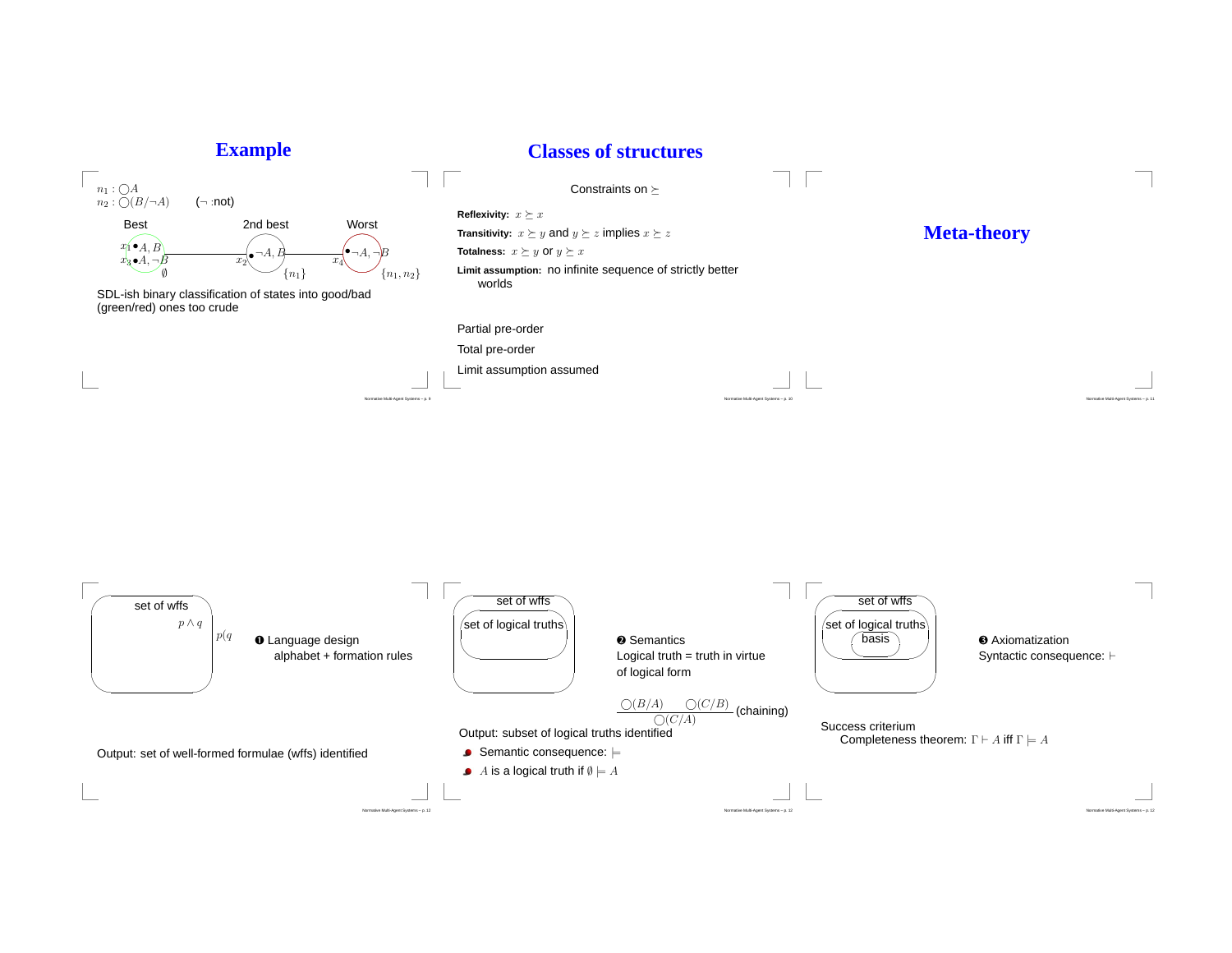## Example

$n_1 : \bigcirc A$
$n_2 : \bigcirc(B/\neg A)$ ($\neg$ :not)

Best — 2nd best — Worst

$x_1 \bullet A, B$
$x_3 \bullet A, \neg B$
$\emptyset$

$x_2 \bullet \neg A, B$
$\{n_1\}$

$x_4 \bullet \neg A, \neg B$
$\{n_1, n_2\}$

SDL-ish binary classification of states into good/bad (green/red) ones too crude

## Classes of structures

Constraints on $\succeq$

**Reflexivity:** $x \succeq x$

**Transitivity:** $x \succeq y$ and $y \succeq z$ implies $x \succeq z$

**Totalness:** $x \succeq y$ or $y \succeq x$

**Limit assumption:** no infinite sequence of strictly better worlds

Partial pre-order

Total pre-order

Limit assumption assumed

## Meta-theory

set of wffs

$p \wedge q$

$p(q$

❶ Language design
alphabet + formation rules

Output: set of well-formed formulae (wffs) identified

set of wffs

set of logical truths

❷ Semantics
Logical truth = truth in virtue of logical form

$$\frac{\bigcirc(B/A) \qquad \bigcirc(C/B)}{\bigcirc(C/A)} \text{ (chaining)}$$

Output: subset of logical truths identified

- Semantic consequence: $\models$
- $A$ is a logical truth if $\emptyset \models A$

set of wffs

set of logical truths

basis

❸ Axiomatization
Syntactic consequence: $\vdash$

Success criterium
Completeness theorem: $\Gamma \vdash A$ iff $\Gamma \models A$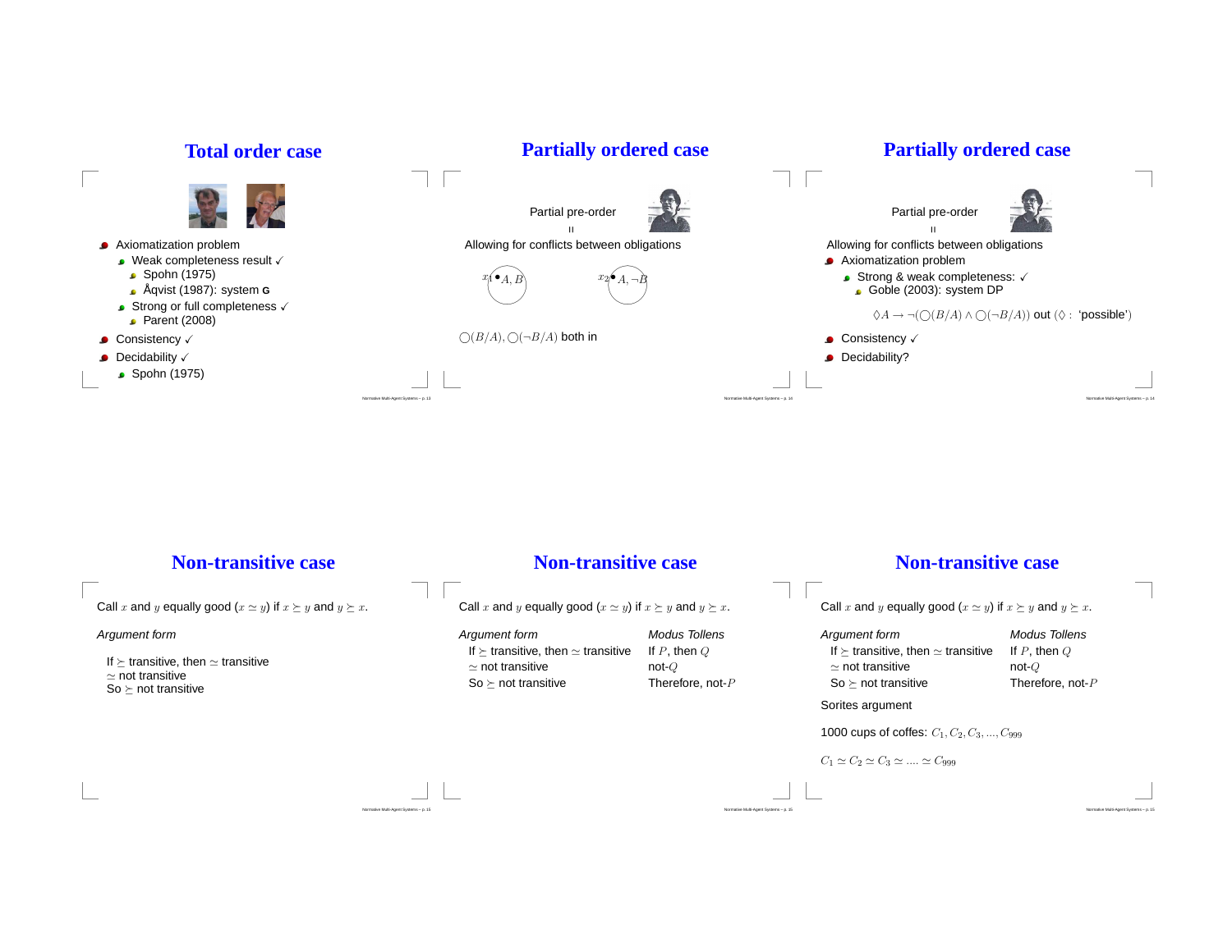# Total order case

- Axiomatization problem
  - Weak completeness result ✓
    - Spohn (1975)
    - Åqvist (1987): system **G**
  - Strong or full completeness ✓
    - Parent (2008)
- Consistency ✓
- Decidability ✓
  - Spohn (1975)

# Partially ordered case

Partial pre-order

=

Allowing for conflicts between obligations

$x_1 \bullet A, B$ $\quad\quad$ $x_2 \bullet A, \neg B$

$\bigcirc(B/A), \bigcirc(\neg B/A)$ both in

# Partially ordered case

Partial pre-order

=

Allowing for conflicts between obligations

- Axiomatization problem
  - Strong & weak completeness: ✓
    - Goble (2003): system DP

$\Diamond A \rightarrow \neg(\bigcirc(B/A) \wedge \bigcirc(\neg B/A))$ out ($\Diamond$ : 'possible')

- Consistency ✓
- Decidability?

# Non-transitive case

Call $x$ and $y$ equally good ($x \simeq y$) if $x \succeq y$ and $y \succeq x$.

*Argument form*

If $\succeq$ transitive, then $\simeq$ transitive
$\simeq$ not transitive
So $\succeq$ not transitive

# Non-transitive case

Call $x$ and $y$ equally good ($x \simeq y$) if $x \succeq y$ and $y \succeq x$.

| *Argument form* | *Modus Tollens* |
|---|---|
| If $\succeq$ transitive, then $\simeq$ transitive | If $P$, then $Q$ |
| $\simeq$ not transitive | not-$Q$ |
| So $\succeq$ not transitive | Therefore, not-$P$ |

# Non-transitive case

Call $x$ and $y$ equally good ($x \simeq y$) if $x \succeq y$ and $y \succeq x$.

| *Argument form* | *Modus Tollens* |
|---|---|
| If $\succeq$ transitive, then $\simeq$ transitive | If $P$, then $Q$ |
| $\simeq$ not transitive | not-$Q$ |
| So $\succeq$ not transitive | Therefore, not-$P$ |

Sorites argument

1000 cups of coffes: $C_1, C_2, C_3, ..., C_{999}$

$C_1 \simeq C_2 \simeq C_3 \simeq .... \simeq C_{999}$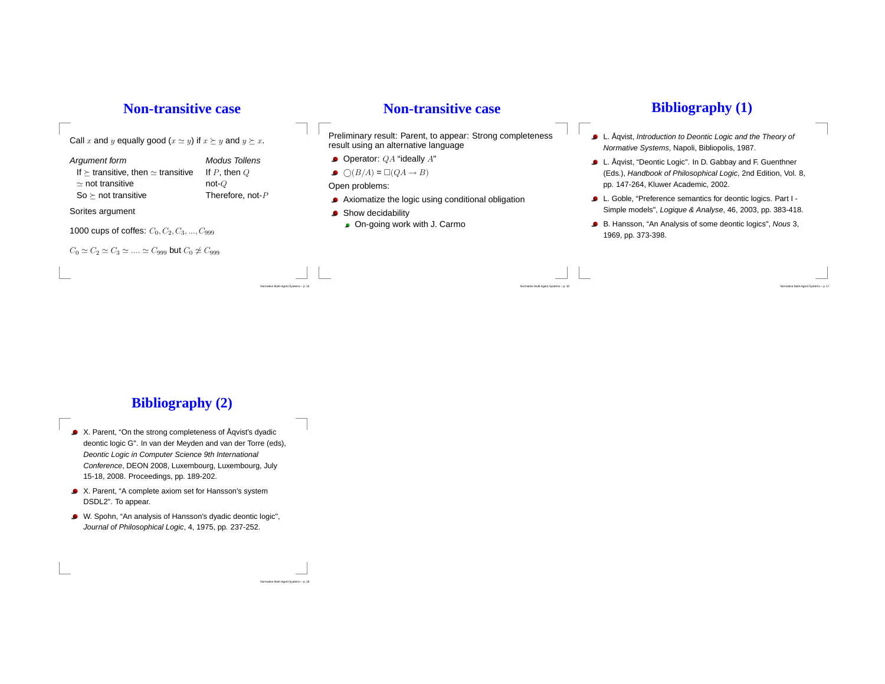# Non-transitive case

Call $x$ and $y$ equally good ($x \simeq y$) if $x \succeq y$ and $y \succeq x$.

| *Argument form* | *Modus Tollens* |
| --- | --- |
| If $\succeq$ transitive, then $\simeq$ transitive | If $P$, then $Q$ |
| $\simeq$ not transitive | not-$Q$ |
| So $\succeq$ not transitive | Therefore, not-$P$ |

Sorites argument

1000 cups of coffes: $C_0, C_2, C_3, ..., C_{999}$

$C_0 \simeq C_2 \simeq C_3 \simeq .... \simeq C_{999}$ but $C_0 \not\simeq C_{999}$

# Non-transitive case

Preliminary result: Parent, to appear: Strong completeness result using an alternative language

- Operator: $QA$ "ideally $A$"
- $\bigcirc(B/A) = \Box(QA \rightarrow B)$

Open problems:

- Axiomatize the logic using conditional obligation
- Show decidability
  - On-going work with J. Carmo

# Bibliography (1)

- L. Åqvist, *Introduction to Deontic Logic and the Theory of Normative Systems*, Napoli, Bibliopolis, 1987.
- L. Åqvist, "Deontic Logic". In D. Gabbay and F. Guenthner (Eds.), *Handbook of Philosophical Logic*, 2nd Edition, Vol. 8, pp. 147-264, Kluwer Academic, 2002.
- L. Goble, "Preference semantics for deontic logics. Part I - Simple models", *Logique & Analyse*, 46, 2003, pp. 383-418.
- B. Hansson, "An Analysis of some deontic logics", *Nous* 3, 1969, pp. 373-398.

# Bibliography (2)

- X. Parent, "On the strong completeness of Åqvist's dyadic deontic logic G". In van der Meyden and van der Torre (eds), *Deontic Logic in Computer Science 9th International Conference*, DEON 2008, Luxembourg, Luxembourg, July 15-18, 2008. Proceedings, pp. 189-202.
- X. Parent, "A complete axiom set for Hansson's system DSDL2". To appear.
- W. Spohn, "An analysis of Hansson's dyadic deontic logic", *Journal of Philosophical Logic*, 4, 1975, pp. 237-252.